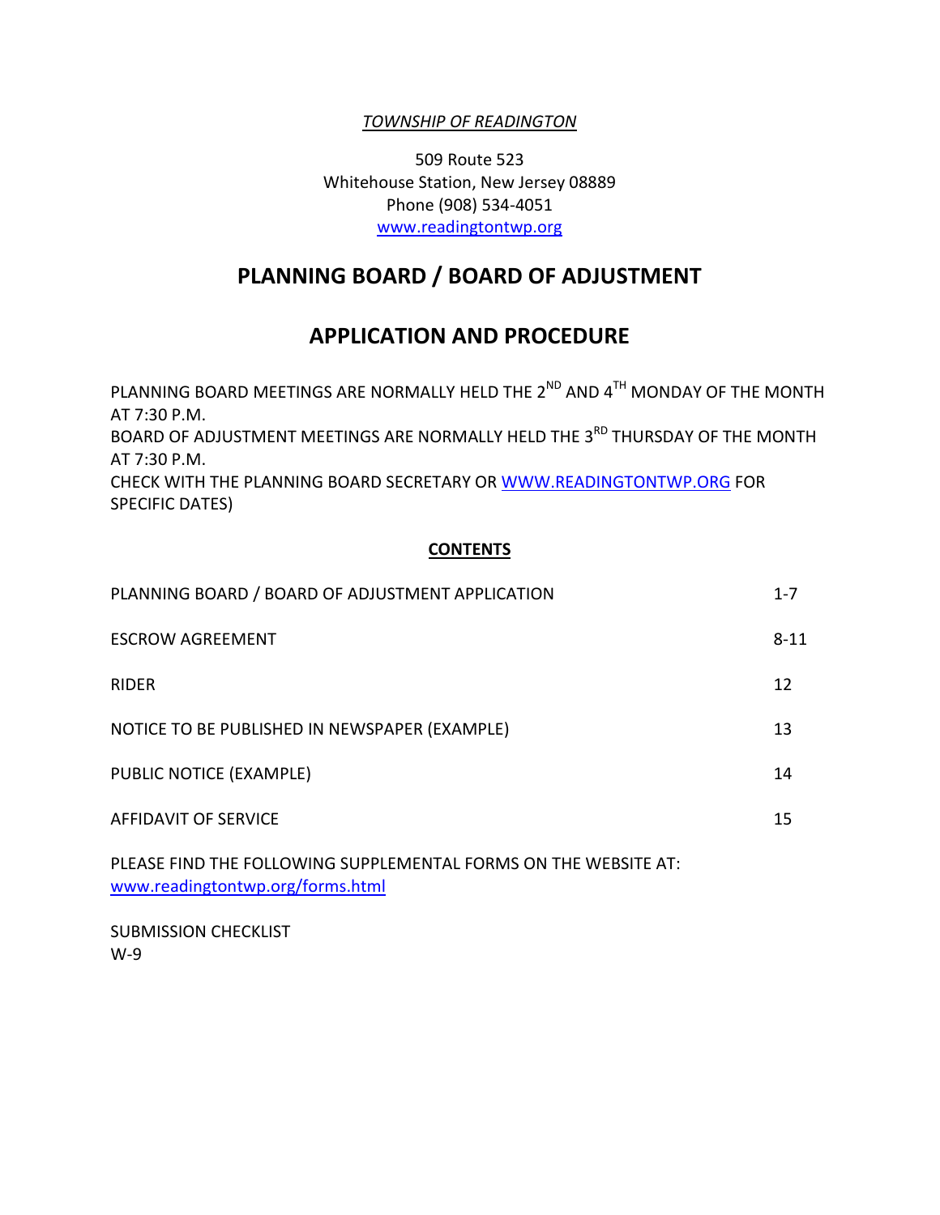*TOWNSHIP OF READINGTON*

509 Route 523
Whitehouse Station, New Jersey 08889
Phone (908) 534-4051
www.readingtontwp.org

# PLANNING BOARD / BOARD OF ADJUSTMENT

# APPLICATION AND PROCEDURE

PLANNING BOARD MEETINGS ARE NORMALLY HELD THE 2ND AND 4TH MONDAY OF THE MONTH AT 7:30 P.M.
BOARD OF ADJUSTMENT MEETINGS ARE NORMALLY HELD THE 3RD THURSDAY OF THE MONTH AT 7:30 P.M.
CHECK WITH THE PLANNING BOARD SECRETARY OR WWW.READINGTONTWP.ORG FOR SPECIFIC DATES)

**CONTENTS**

| | |
|---|---|
| PLANNING BOARD / BOARD OF ADJUSTMENT APPLICATION | 1-7 |
| ESCROW AGREEMENT | 8-11 |
| RIDER | 12 |
| NOTICE TO BE PUBLISHED IN NEWSPAPER (EXAMPLE) | 13 |
| PUBLIC NOTICE (EXAMPLE) | 14 |
| AFFIDAVIT OF SERVICE | 15 |

PLEASE FIND THE FOLLOWING SUPPLEMENTAL FORMS ON THE WEBSITE AT:
www.readingtontwp.org/forms.html

SUBMISSION CHECKLIST
W-9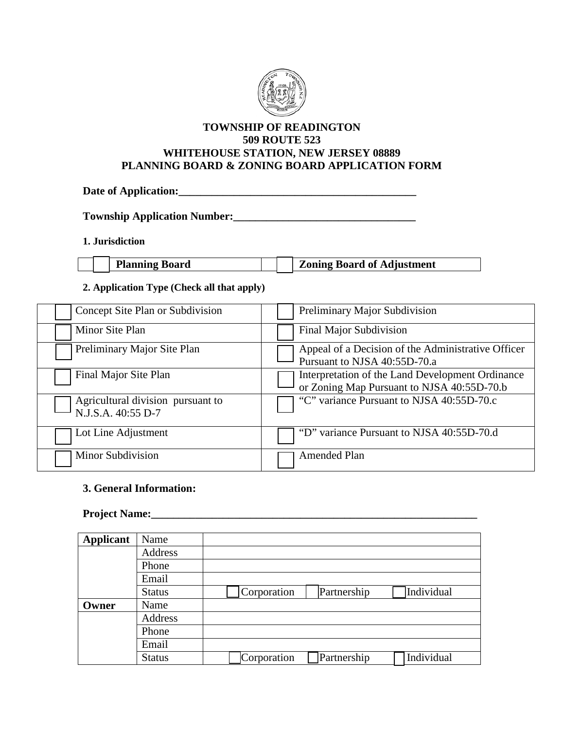**TOWNSHIP OF READINGTON**
**509 ROUTE 523**
**WHITEHOUSE STATION, NEW JERSEY 08889**
**PLANNING BOARD & ZONING BOARD APPLICATION FORM**

**Date of Application:\_\_\_\_\_\_\_\_\_\_\_\_\_\_\_\_\_\_\_\_\_\_\_\_\_\_\_\_\_\_\_\_\_\_\_\_\_\_\_\_\_\_\_\_**

**Township Application Number:\_\_\_\_\_\_\_\_\_\_\_\_\_\_\_\_\_\_\_\_\_\_\_\_\_\_\_\_\_\_\_\_\_\_**

**1. Jurisdiction**

| ☐ **Planning Board** | ☐ **Zoning Board of Adjustment** |
|---|---|

**2. Application Type (Check all that apply)**

| | |
|---|---|
| ☐ Concept Site Plan or Subdivision | ☐ Preliminary Major Subdivision |
| ☐ Minor Site Plan | ☐ Final Major Subdivision |
| ☐ Preliminary Major Site Plan | ☐ Appeal of a Decision of the Administrative Officer Pursuant to NJSA 40:55D-70.a |
| ☐ Final Major Site Plan | ☐ Interpretation of the Land Development Ordinance or Zoning Map Pursuant to NJSA 40:55D-70.b |
| ☐ Agricultural division pursuant to N.J.S.A. 40:55 D-7 | ☐ "C" variance Pursuant to NJSA 40:55D-70.c |
| ☐ Lot Line Adjustment | ☐ "D" variance Pursuant to NJSA 40:55D-70.d |
| ☐ Minor Subdivision | ☐ Amended Plan |

**3. General Information:**

**Project Name:\_\_\_\_\_\_\_\_\_\_\_\_\_\_\_\_\_\_\_\_\_\_\_\_\_\_\_\_\_\_\_\_\_\_\_\_\_\_\_\_\_\_\_\_\_\_\_\_\_\_\_\_\_\_\_\_\_\_\_\_\_\_**

| | | |
|---|---|---|
| **Applicant** | Name | |
| | Address | |
| | Phone | |
| | Email | |
| | Status | ☐ Corporation ☐ Partnership ☐ Individual |
| **Owner** | Name | |
| | Address | |
| | Phone | |
| | Email | |
| | Status | ☐ Corporation ☐ Partnership ☐ Individual |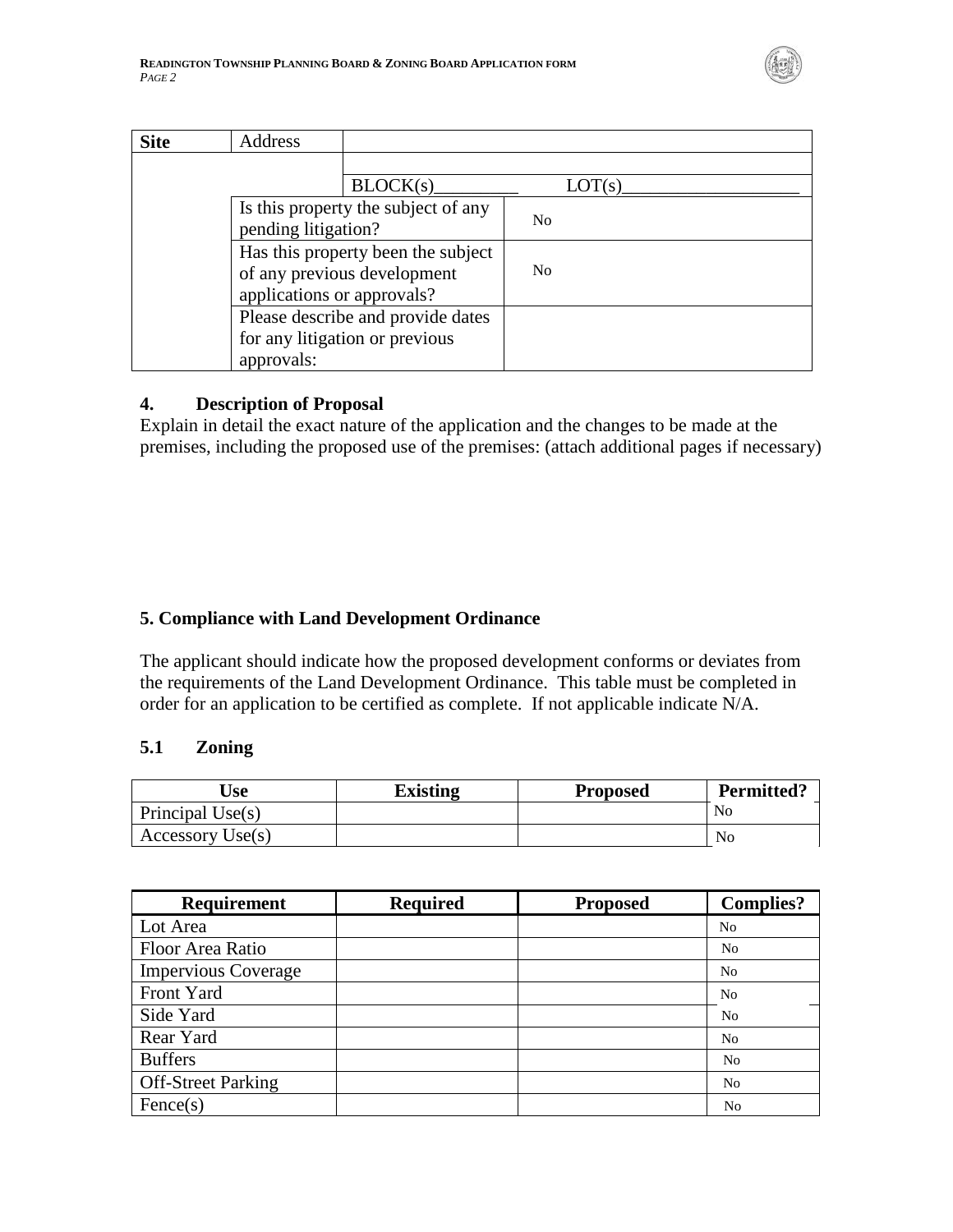| Site | Address | | |
|---|---|---|---|
| | | | |
| | | BLOCK(s)_________ | LOT(s)___________________ |
| | Is this property the subject of any pending litigation? | | No |
| | Has this property been the subject of any previous development applications or approvals? | | No |
| | Please describe and provide dates for any litigation or previous approvals: | | |

### 4. Description of Proposal

Explain in detail the exact nature of the application and the changes to be made at the premises, including the proposed use of the premises: (attach additional pages if necessary)

### 5. Compliance with Land Development Ordinance

The applicant should indicate how the proposed development conforms or deviates from the requirements of the Land Development Ordinance. This table must be completed in order for an application to be certified as complete. If not applicable indicate N/A.

#### 5.1 Zoning

| Use | Existing | Proposed | Permitted? |
|---|---|---|---|
| Principal Use(s) | | | No |
| Accessory Use(s) | | | No |

| Requirement | Required | Proposed | Complies? |
|---|---|---|---|
| Lot Area | | | No |
| Floor Area Ratio | | | No |
| Impervious Coverage | | | No |
| Front Yard | | | No |
| Side Yard | | | No |
| Rear Yard | | | No |
| Buffers | | | No |
| Off-Street Parking | | | No |
| Fence(s) | | | No |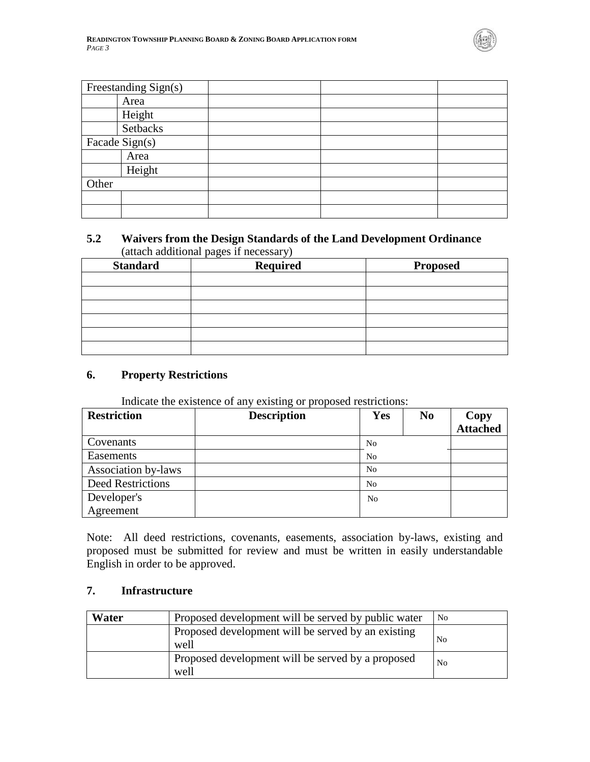| Freestanding Sign(s) | | | | |
|---|---|---|---|---|
| | Area | | | |
| | Height | | | |
| | Setbacks | | | |
| Facade Sign(s) | | | | |
| | Area | | | |
| | Height | | | |
| Other | | | | |
| | | | | |
| | | | | |

### 5.2 Waivers from the Design Standards of the Land Development Ordinance

(attach additional pages if necessary)

| Standard | Required | Proposed |
|---|---|---|
| | | |
| | | |
| | | |
| | | |
| | | |
| | | |

## 6. Property Restrictions

Indicate the existence of any existing or proposed restrictions:

| Restriction | Description | Yes | No | Copy Attached |
|---|---|---|---|---|
| Covenants | | No | | |
| Easements | | No | | |
| Association by-laws | | No | | |
| Deed Restrictions | | No | | |
| Developer's Agreement | | No | | |

Note: All deed restrictions, covenants, easements, association by-laws, existing and proposed must be submitted for review and must be written in easily understandable English in order to be approved.

## 7. Infrastructure

| Water | Proposed development will be served by public water | No |
|---|---|---|
| | Proposed development will be served by an existing well | No |
| | Proposed development will be served by a proposed well | No |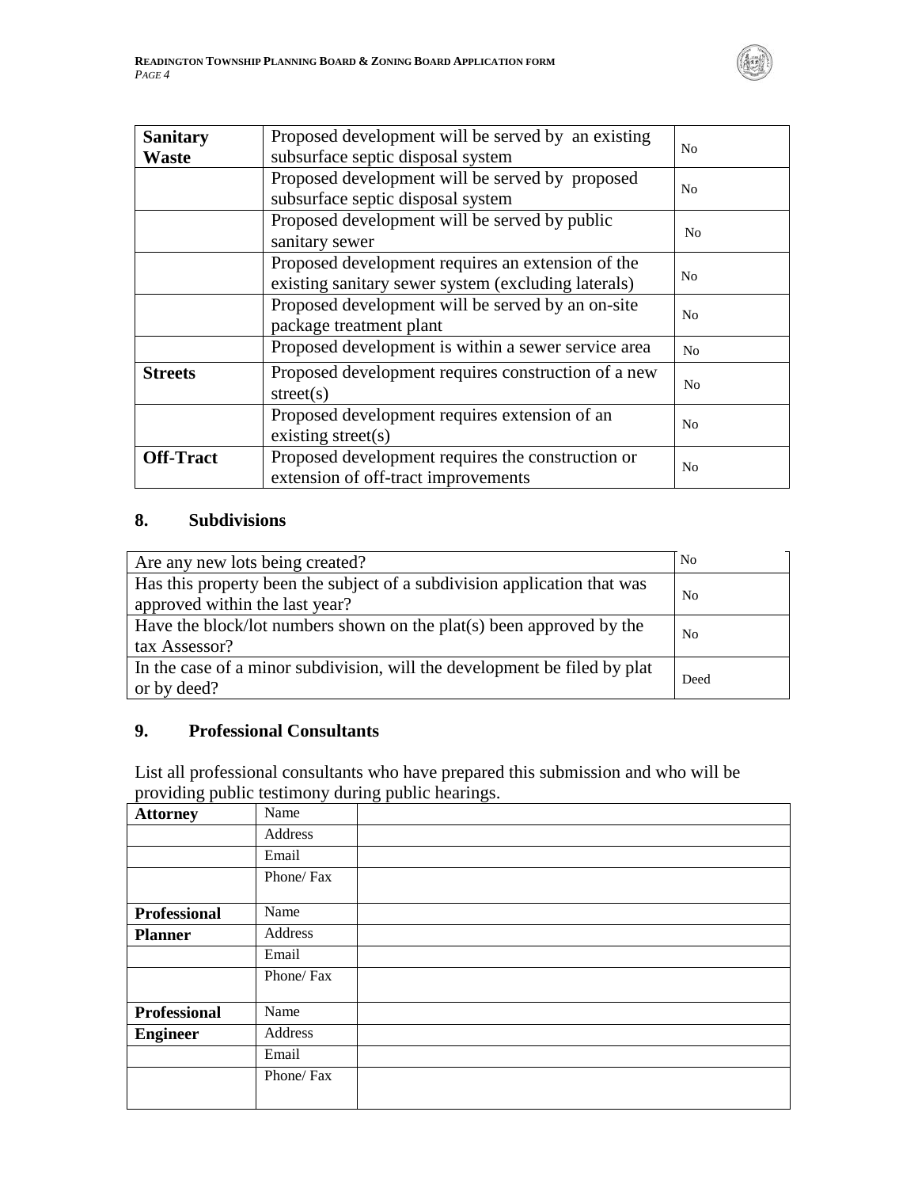| | | |
|---|---|---|
| **Sanitary Waste** | Proposed development will be served by an existing subsurface septic disposal system | No |
| | Proposed development will be served by proposed subsurface septic disposal system | No |
| | Proposed development will be served by public sanitary sewer | No |
| | Proposed development requires an extension of the existing sanitary sewer system (excluding laterals) | No |
| | Proposed development will be served by an on-site package treatment plant | No |
| | Proposed development is within a sewer service area | No |
| **Streets** | Proposed development requires construction of a new street(s) | No |
| | Proposed development requires extension of an existing street(s) | No |
| **Off-Tract** | Proposed development requires the construction or extension of off-tract improvements | No |

## 8. Subdivisions

| | |
|---|---|
| Are any new lots being created? | No |
| Has this property been the subject of a subdivision application that was approved within the last year? | No |
| Have the block/lot numbers shown on the plat(s) been approved by the tax Assessor? | No |
| In the case of a minor subdivision, will the development be filed by plat or by deed? | Deed |

## 9. Professional Consultants

List all professional consultants who have prepared this submission and who will be providing public testimony during public hearings.

| | | |
|---|---|---|
| **Attorney** | Name | |
| | Address | |
| | Email | |
| | Phone/ Fax | |
| **Professional Planner** | Name | |
| | Address | |
| | Email | |
| | Phone/ Fax | |
| **Professional Engineer** | Name | |
| | Address | |
| | Email | |
| | Phone/ Fax | |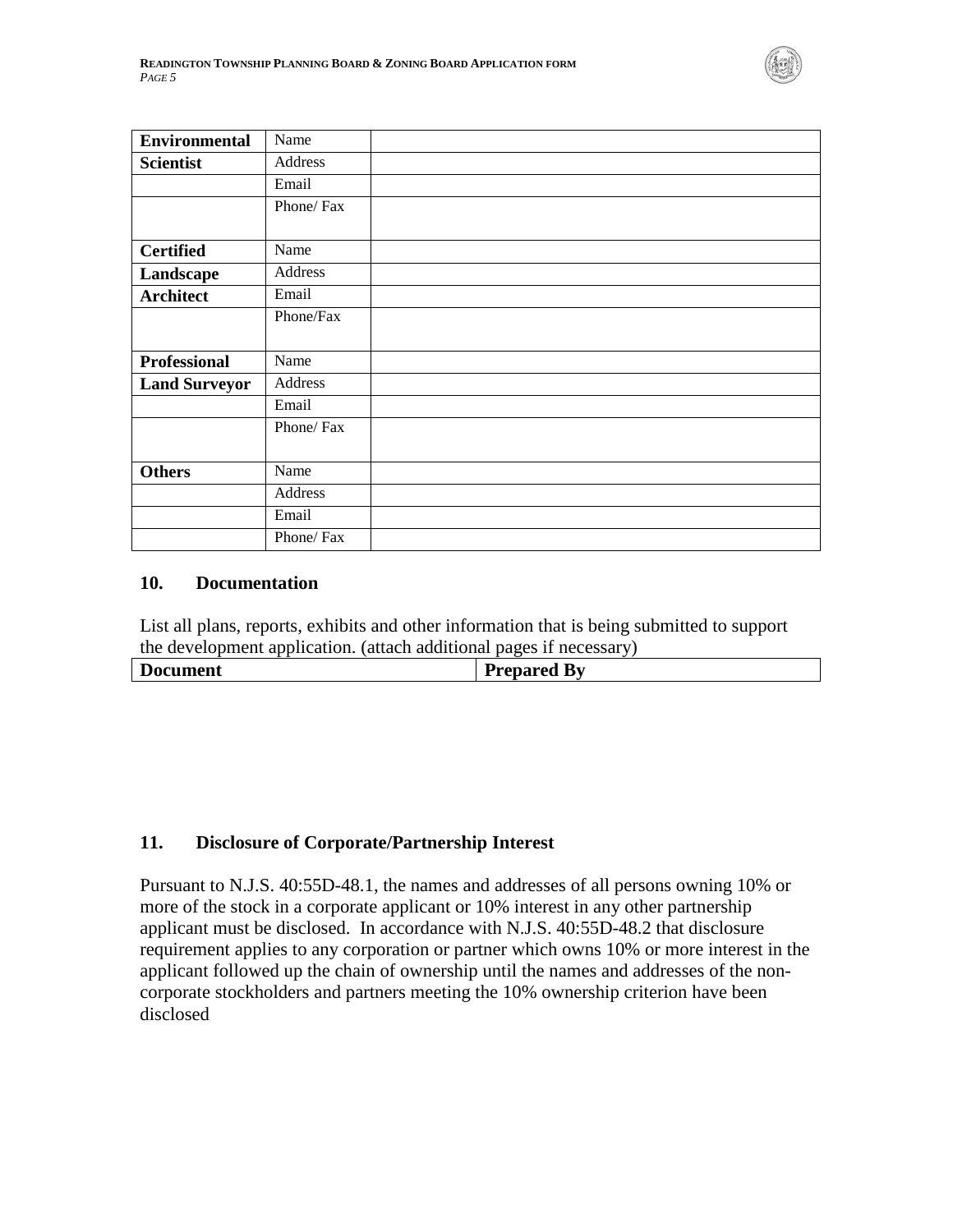| Environmental | Name | |
|---|---|---|
| Scientist | Address | |
| | Email | |
| | Phone/ Fax | |
| Certified | Name | |
| Landscape | Address | |
| Architect | Email | |
| | Phone/Fax | |
| Professional | Name | |
| Land Surveyor | Address | |
| | Email | |
| | Phone/ Fax | |
| Others | Name | |
| | Address | |
| | Email | |
| | Phone/ Fax | |

### 10. Documentation

List all plans, reports, exhibits and other information that is being submitted to support the development application. (attach additional pages if necessary)

| Document | Prepared By |
|---|---|

### 11. Disclosure of Corporate/Partnership Interest

Pursuant to N.J.S. 40:55D-48.1, the names and addresses of all persons owning 10% or more of the stock in a corporate applicant or 10% interest in any other partnership applicant must be disclosed. In accordance with N.J.S. 40:55D-48.2 that disclosure requirement applies to any corporation or partner which owns 10% or more interest in the applicant followed up the chain of ownership until the names and addresses of the non-corporate stockholders and partners meeting the 10% ownership criterion have been disclosed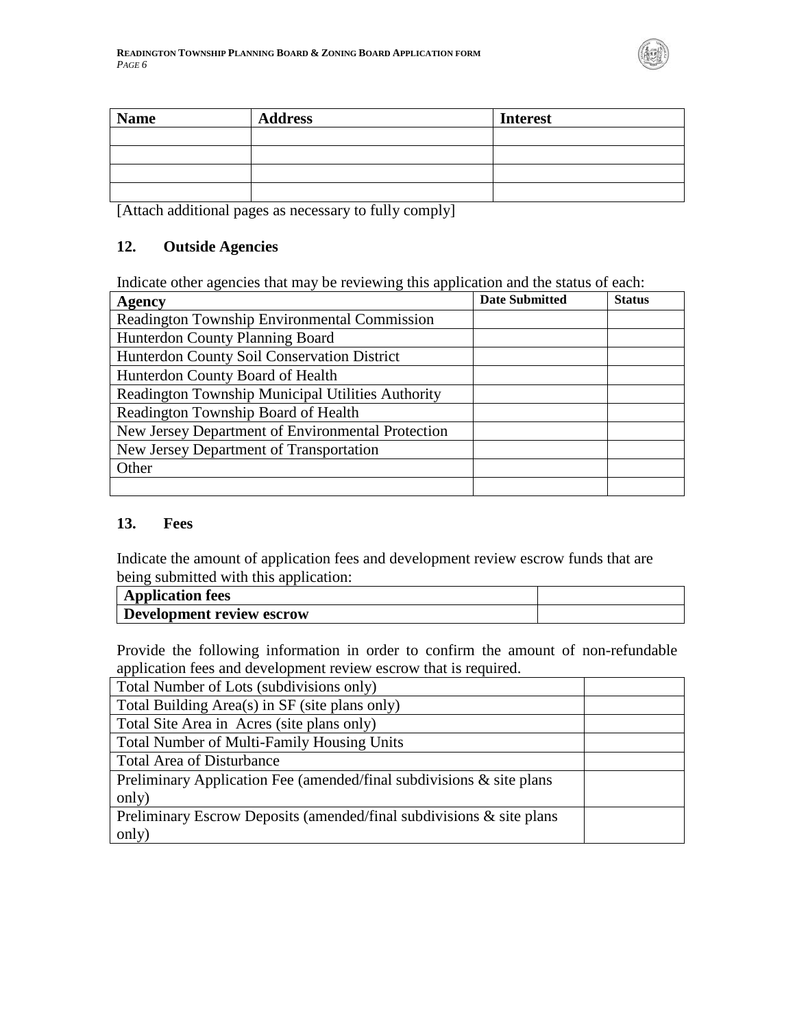| Name | Address | Interest |
|---|---|---|
| | | |
| | | |
| | | |
| | | |

[Attach additional pages as necessary to fully comply]

### 12. Outside Agencies

Indicate other agencies that may be reviewing this application and the status of each:

| Agency | Date Submitted | Status |
|---|---|---|
| Readington Township Environmental Commission | | |
| Hunterdon County Planning Board | | |
| Hunterdon County Soil Conservation District | | |
| Hunterdon County Board of Health | | |
| Readington Township Municipal Utilities Authority | | |
| Readington Township Board of Health | | |
| New Jersey Department of Environmental Protection | | |
| New Jersey Department of Transportation | | |
| Other | | |
| | | |

### 13. Fees

Indicate the amount of application fees and development review escrow funds that are being submitted with this application:

| | |
|---|---|
| **Application fees** | |
| **Development review escrow** | |

Provide the following information in order to confirm the amount of non-refundable application fees and development review escrow that is required.

| | |
|---|---|
| Total Number of Lots (subdivisions only) | |
| Total Building Area(s) in SF (site plans only) | |
| Total Site Area in Acres (site plans only) | |
| Total Number of Multi-Family Housing Units | |
| Total Area of Disturbance | |
| Preliminary Application Fee (amended/final subdivisions & site plans only) | |
| Preliminary Escrow Deposits (amended/final subdivisions & site plans only) | |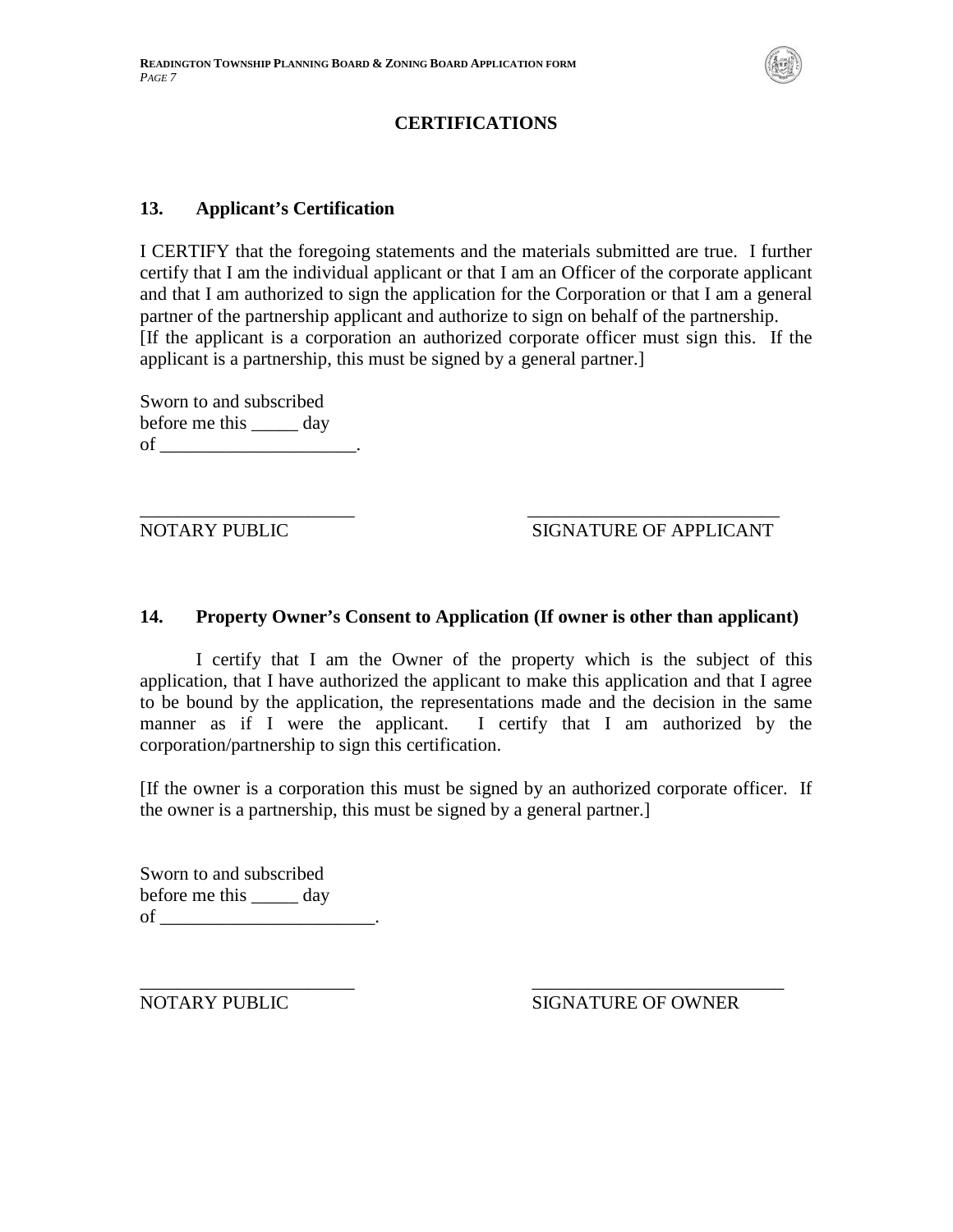# CERTIFICATIONS

## 13. Applicant's Certification

I CERTIFY that the foregoing statements and the materials submitted are true. I further certify that I am the individual applicant or that I am an Officer of the corporate applicant and that I am authorized to sign the application for the Corporation or that I am a general partner of the partnership applicant and authorize to sign on behalf of the partnership.
[If the applicant is a corporation an authorized corporate officer must sign this. If the applicant is a partnership, this must be signed by a general partner.]

Sworn to and subscribed
before me this _____ day
of _____________________.

_______________________ &nbsp;&nbsp;&nbsp;&nbsp;&nbsp;&nbsp;&nbsp;&nbsp; ___________________________
NOTARY PUBLIC &nbsp;&nbsp;&nbsp;&nbsp;&nbsp;&nbsp;&nbsp;&nbsp; SIGNATURE OF APPLICANT

## 14. Property Owner's Consent to Application (If owner is other than applicant)

I certify that I am the Owner of the property which is the subject of this application, that I have authorized the applicant to make this application and that I agree to be bound by the application, the representations made and the decision in the same manner as if I were the applicant. I certify that I am authorized by the corporation/partnership to sign this certification.

[If the owner is a corporation this must be signed by an authorized corporate officer. If the owner is a partnership, this must be signed by a general partner.]

Sworn to and subscribed
before me this _____ day
of _______________________.

_______________________ &nbsp;&nbsp;&nbsp;&nbsp;&nbsp;&nbsp;&nbsp;&nbsp; ___________________________
NOTARY PUBLIC &nbsp;&nbsp;&nbsp;&nbsp;&nbsp;&nbsp;&nbsp;&nbsp; SIGNATURE OF OWNER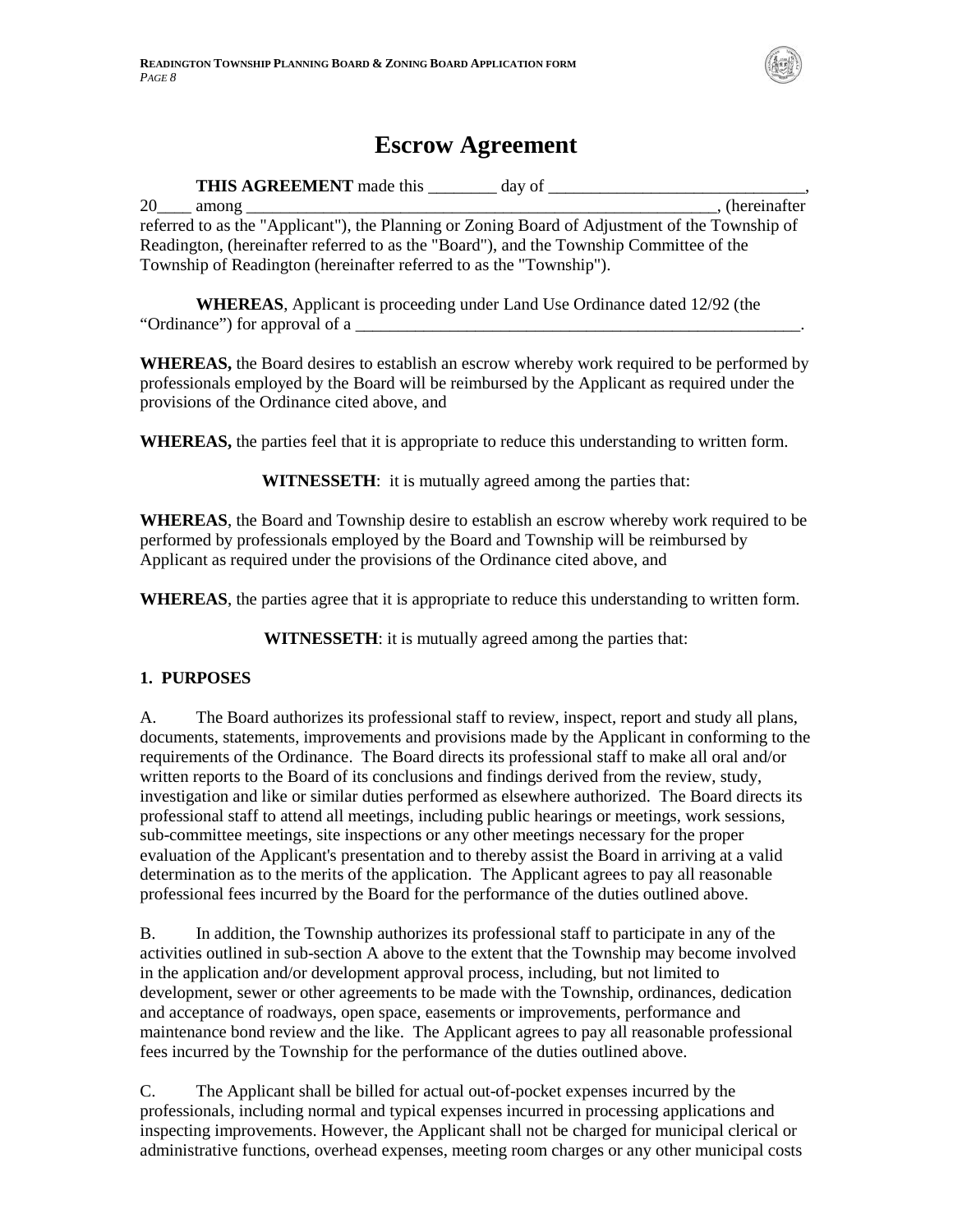# Escrow Agreement

**THIS AGREEMENT** made this ________ day of ______________________________, 20____ among ________________________________________________________, (hereinafter referred to as the "Applicant"), the Planning or Zoning Board of Adjustment of the Township of Readington, (hereinafter referred to as the "Board"), and the Township Committee of the Township of Readington (hereinafter referred to as the "Township").

**WHEREAS**, Applicant is proceeding under Land Use Ordinance dated 12/92 (the "Ordinance") for approval of a _______________________________________________________.

**WHEREAS,** the Board desires to establish an escrow whereby work required to be performed by professionals employed by the Board will be reimbursed by the Applicant as required under the provisions of the Ordinance cited above, and

**WHEREAS,** the parties feel that it is appropriate to reduce this understanding to written form.

**WITNESSETH**: it is mutually agreed among the parties that:

**WHEREAS**, the Board and Township desire to establish an escrow whereby work required to be performed by professionals employed by the Board and Township will be reimbursed by Applicant as required under the provisions of the Ordinance cited above, and

**WHEREAS**, the parties agree that it is appropriate to reduce this understanding to written form.

**WITNESSETH**: it is mutually agreed among the parties that:

**1. PURPOSES**

A. The Board authorizes its professional staff to review, inspect, report and study all plans, documents, statements, improvements and provisions made by the Applicant in conforming to the requirements of the Ordinance. The Board directs its professional staff to make all oral and/or written reports to the Board of its conclusions and findings derived from the review, study, investigation and like or similar duties performed as elsewhere authorized. The Board directs its professional staff to attend all meetings, including public hearings or meetings, work sessions, sub-committee meetings, site inspections or any other meetings necessary for the proper evaluation of the Applicant's presentation and to thereby assist the Board in arriving at a valid determination as to the merits of the application. The Applicant agrees to pay all reasonable professional fees incurred by the Board for the performance of the duties outlined above.

B. In addition, the Township authorizes its professional staff to participate in any of the activities outlined in sub-section A above to the extent that the Township may become involved in the application and/or development approval process, including, but not limited to development, sewer or other agreements to be made with the Township, ordinances, dedication and acceptance of roadways, open space, easements or improvements, performance and maintenance bond review and the like. The Applicant agrees to pay all reasonable professional fees incurred by the Township for the performance of the duties outlined above.

C. The Applicant shall be billed for actual out-of-pocket expenses incurred by the professionals, including normal and typical expenses incurred in processing applications and inspecting improvements. However, the Applicant shall not be charged for municipal clerical or administrative functions, overhead expenses, meeting room charges or any other municipal costs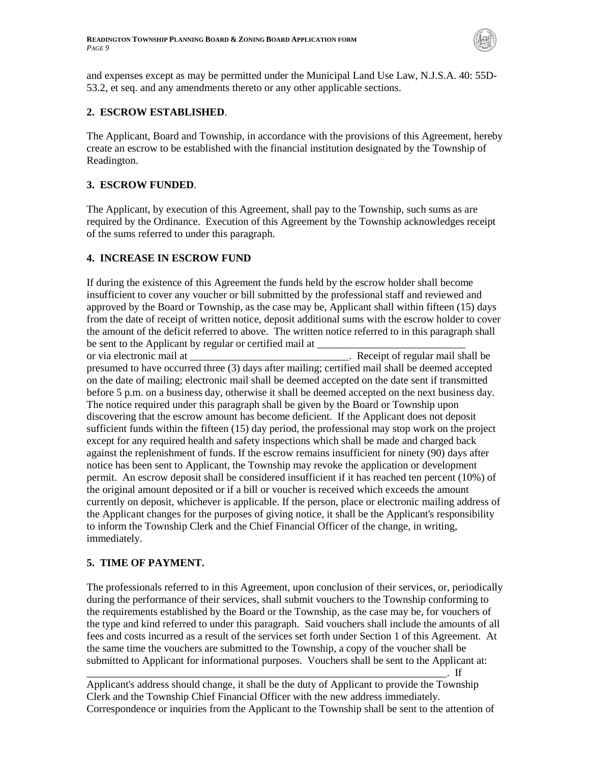and expenses except as may be permitted under the Municipal Land Use Law, N.J.S.A. 40: 55D-53.2, et seq. and any amendments thereto or any other applicable sections.

**2. ESCROW ESTABLISHED**.

The Applicant, Board and Township, in accordance with the provisions of this Agreement, hereby create an escrow to be established with the financial institution designated by the Township of Readington.

**3. ESCROW FUNDED**.

The Applicant, by execution of this Agreement, shall pay to the Township, such sums as are required by the Ordinance. Execution of this Agreement by the Township acknowledges receipt of the sums referred to under this paragraph.

**4. INCREASE IN ESCROW FUND**

If during the existence of this Agreement the funds held by the escrow holder shall become insufficient to cover any voucher or bill submitted by the professional staff and reviewed and approved by the Board or Township, as the case may be, Applicant shall within fifteen (15) days from the date of receipt of written notice, deposit additional sums with the escrow holder to cover the amount of the deficit referred to above. The written notice referred to in this paragraph shall be sent to the Applicant by regular or certified mail at ____________________________ or via electronic mail at ______________________________. Receipt of regular mail shall be presumed to have occurred three (3) days after mailing; certified mail shall be deemed accepted on the date of mailing; electronic mail shall be deemed accepted on the date sent if transmitted before 5 p.m. on a business day, otherwise it shall be deemed accepted on the next business day. The notice required under this paragraph shall be given by the Board or Township upon discovering that the escrow amount has become deficient. If the Applicant does not deposit sufficient funds within the fifteen (15) day period, the professional may stop work on the project except for any required health and safety inspections which shall be made and charged back against the replenishment of funds. If the escrow remains insufficient for ninety (90) days after notice has been sent to Applicant, the Township may revoke the application or development permit. An escrow deposit shall be considered insufficient if it has reached ten percent (10%) of the original amount deposited or if a bill or voucher is received which exceeds the amount currently on deposit, whichever is applicable. If the person, place or electronic mailing address of the Applicant changes for the purposes of giving notice, it shall be the Applicant's responsibility to inform the Township Clerk and the Chief Financial Officer of the change, in writing, immediately.

**5. TIME OF PAYMENT.**

The professionals referred to in this Agreement, upon conclusion of their services, or, periodically during the performance of their services, shall submit vouchers to the Township conforming to the requirements established by the Board or the Township, as the case may be, for vouchers of the type and kind referred to under this paragraph. Said vouchers shall include the amounts of all fees and costs incurred as a result of the services set forth under Section 1 of this Agreement. At the same time the vouchers are submitted to the Township, a copy of the voucher shall be submitted to Applicant for informational purposes. Vouchers shall be sent to the Applicant at: ________________________________________________________________________. If Applicant's address should change, it shall be the duty of Applicant to provide the Township Clerk and the Township Chief Financial Officer with the new address immediately. Correspondence or inquiries from the Applicant to the Township shall be sent to the attention of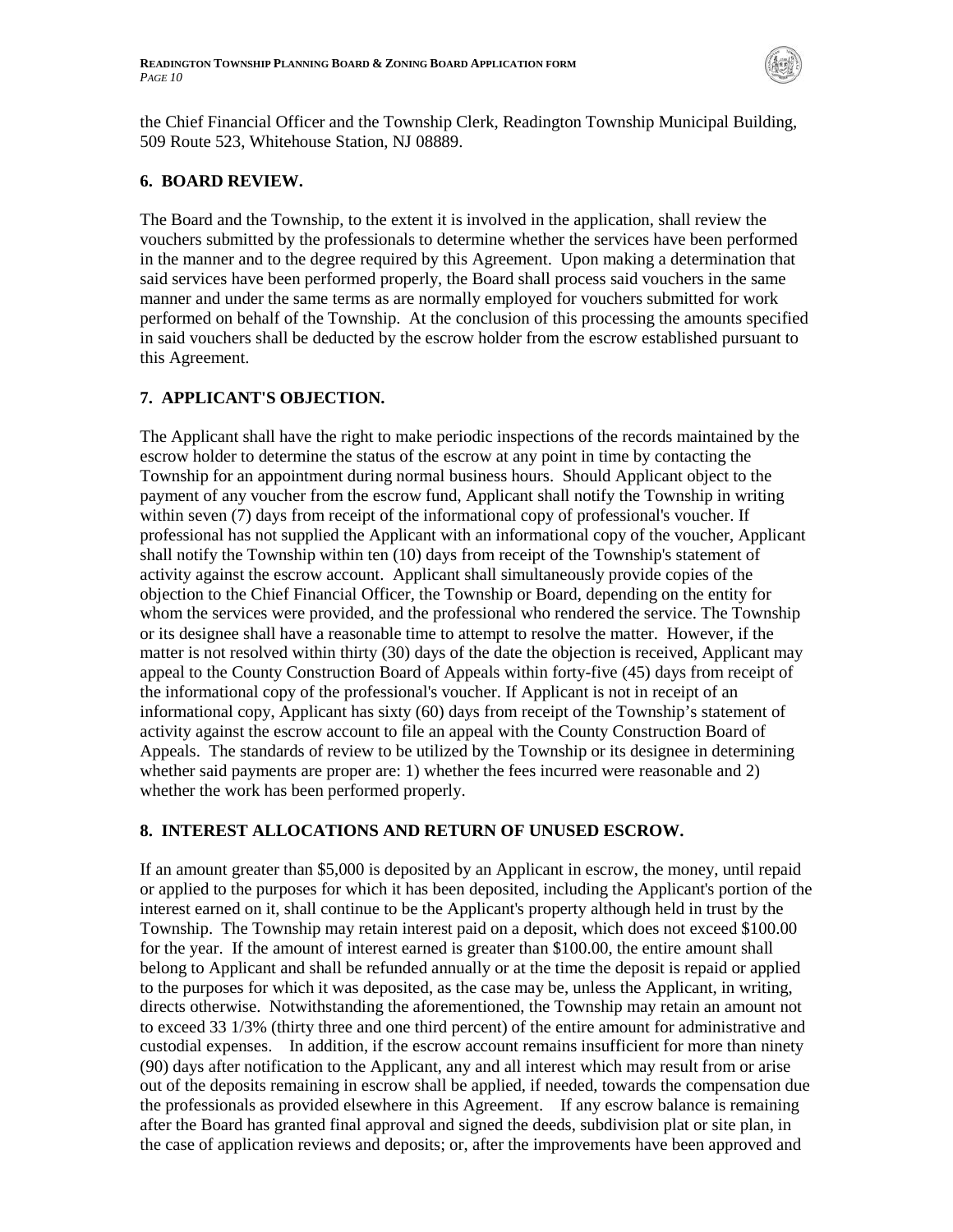the Chief Financial Officer and the Township Clerk, Readington Township Municipal Building, 509 Route 523, Whitehouse Station, NJ 08889.

## 6. BOARD REVIEW.

The Board and the Township, to the extent it is involved in the application, shall review the vouchers submitted by the professionals to determine whether the services have been performed in the manner and to the degree required by this Agreement. Upon making a determination that said services have been performed properly, the Board shall process said vouchers in the same manner and under the same terms as are normally employed for vouchers submitted for work performed on behalf of the Township. At the conclusion of this processing the amounts specified in said vouchers shall be deducted by the escrow holder from the escrow established pursuant to this Agreement.

## 7. APPLICANT'S OBJECTION.

The Applicant shall have the right to make periodic inspections of the records maintained by the escrow holder to determine the status of the escrow at any point in time by contacting the Township for an appointment during normal business hours. Should Applicant object to the payment of any voucher from the escrow fund, Applicant shall notify the Township in writing within seven (7) days from receipt of the informational copy of professional's voucher. If professional has not supplied the Applicant with an informational copy of the voucher, Applicant shall notify the Township within ten (10) days from receipt of the Township's statement of activity against the escrow account. Applicant shall simultaneously provide copies of the objection to the Chief Financial Officer, the Township or Board, depending on the entity for whom the services were provided, and the professional who rendered the service. The Township or its designee shall have a reasonable time to attempt to resolve the matter. However, if the matter is not resolved within thirty (30) days of the date the objection is received, Applicant may appeal to the County Construction Board of Appeals within forty-five (45) days from receipt of the informational copy of the professional's voucher. If Applicant is not in receipt of an informational copy, Applicant has sixty (60) days from receipt of the Township's statement of activity against the escrow account to file an appeal with the County Construction Board of Appeals. The standards of review to be utilized by the Township or its designee in determining whether said payments are proper are: 1) whether the fees incurred were reasonable and 2) whether the work has been performed properly.

## 8. INTEREST ALLOCATIONS AND RETURN OF UNUSED ESCROW.

If an amount greater than $5,000 is deposited by an Applicant in escrow, the money, until repaid or applied to the purposes for which it has been deposited, including the Applicant's portion of the interest earned on it, shall continue to be the Applicant's property although held in trust by the Township. The Township may retain interest paid on a deposit, which does not exceed $100.00 for the year. If the amount of interest earned is greater than $100.00, the entire amount shall belong to Applicant and shall be refunded annually or at the time the deposit is repaid or applied to the purposes for which it was deposited, as the case may be, unless the Applicant, in writing, directs otherwise. Notwithstanding the aforementioned, the Township may retain an amount not to exceed 33 1/3% (thirty three and one third percent) of the entire amount for administrative and custodial expenses. In addition, if the escrow account remains insufficient for more than ninety (90) days after notification to the Applicant, any and all interest which may result from or arise out of the deposits remaining in escrow shall be applied, if needed, towards the compensation due the professionals as provided elsewhere in this Agreement. If any escrow balance is remaining after the Board has granted final approval and signed the deeds, subdivision plat or site plan, in the case of application reviews and deposits; or, after the improvements have been approved and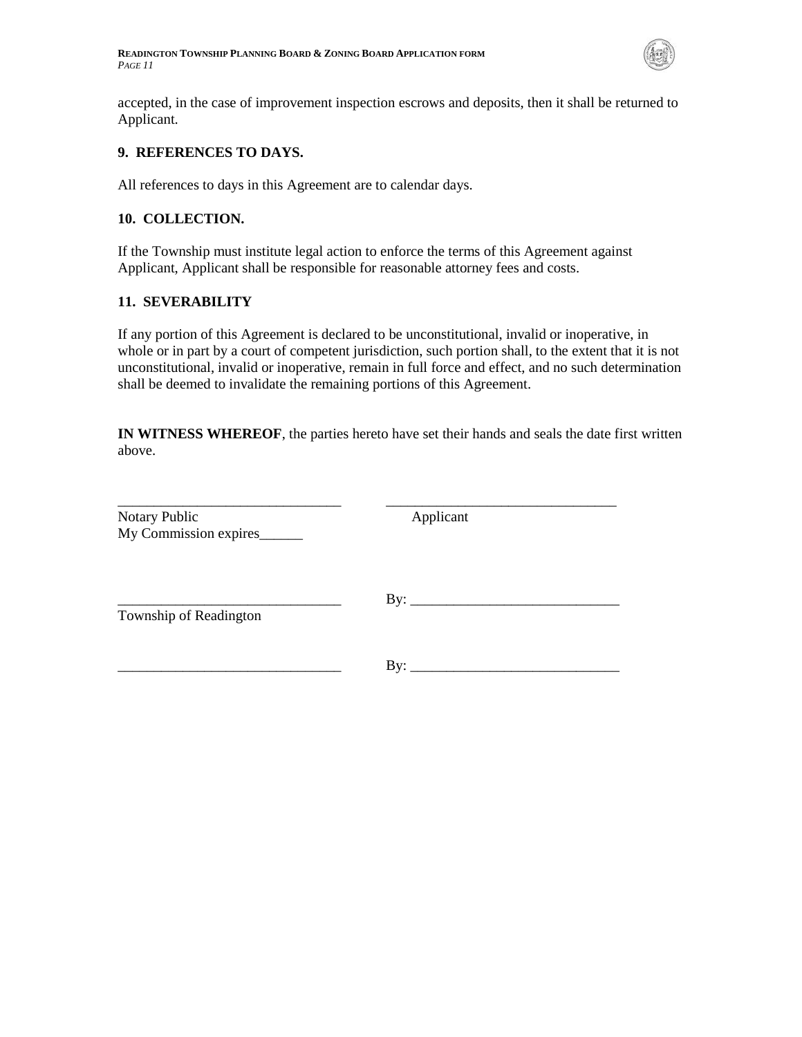accepted, in the case of improvement inspection escrows and deposits, then it shall be returned to Applicant.

**9. REFERENCES TO DAYS.**

All references to days in this Agreement are to calendar days.

**10. COLLECTION.**

If the Township must institute legal action to enforce the terms of this Agreement against Applicant, Applicant shall be responsible for reasonable attorney fees and costs.

**11. SEVERABILITY**

If any portion of this Agreement is declared to be unconstitutional, invalid or inoperative, in whole or in part by a court of competent jurisdiction, such portion shall, to the extent that it is not unconstitutional, invalid or inoperative, remain in full force and effect, and no such determination shall be deemed to invalidate the remaining portions of this Agreement.

**IN WITNESS WHEREOF**, the parties hereto have set their hands and seals the date first written above.

_______________________________ _______________________________
Notary Public Applicant
My Commission expires______

_______________________________ By: _____________________________
Township of Readington

_______________________________ By: _____________________________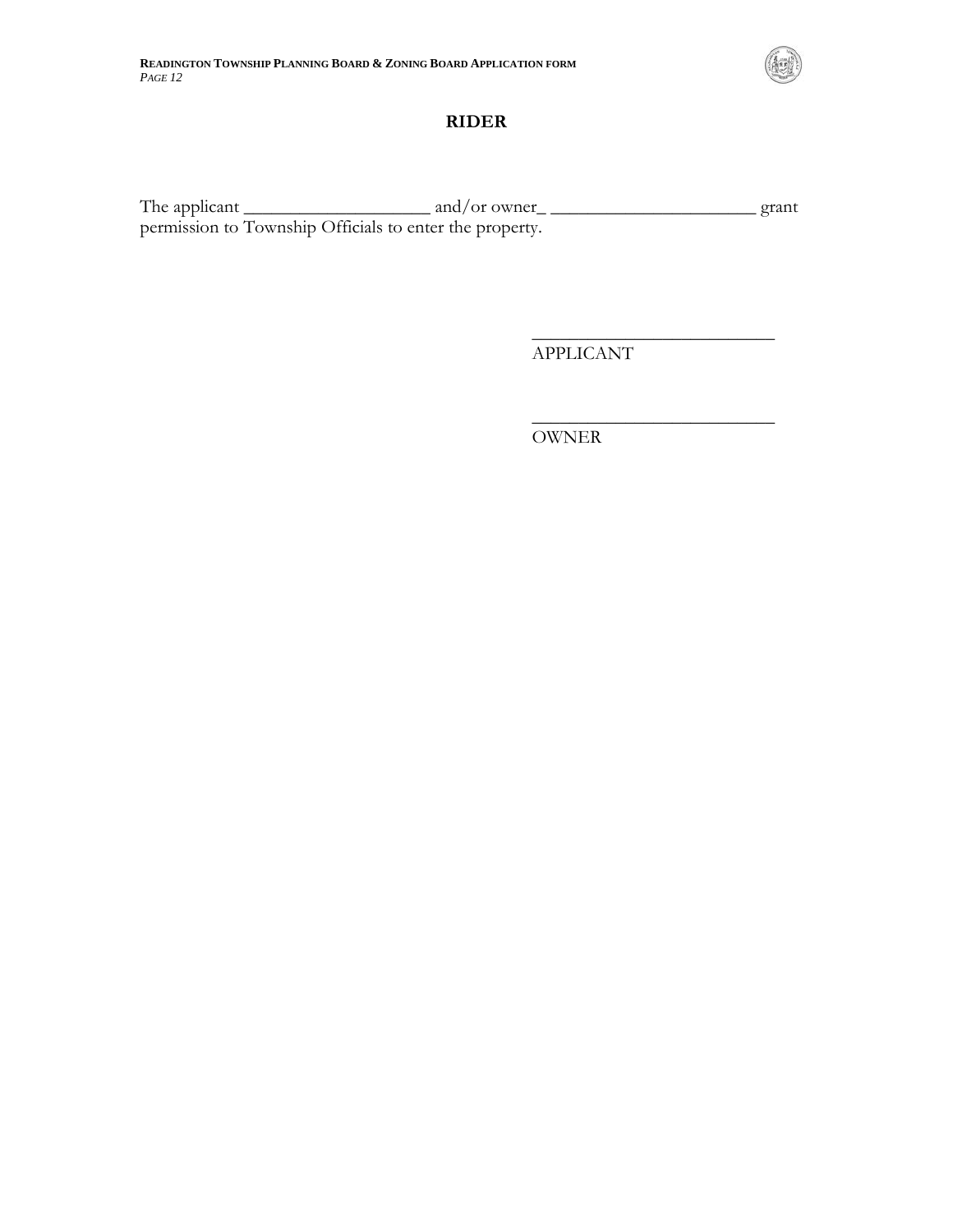# RIDER

The applicant ____________________ and/or owner_ ______________________ grant permission to Township Officials to enter the property.

__________________________
APPLICANT

__________________________
OWNER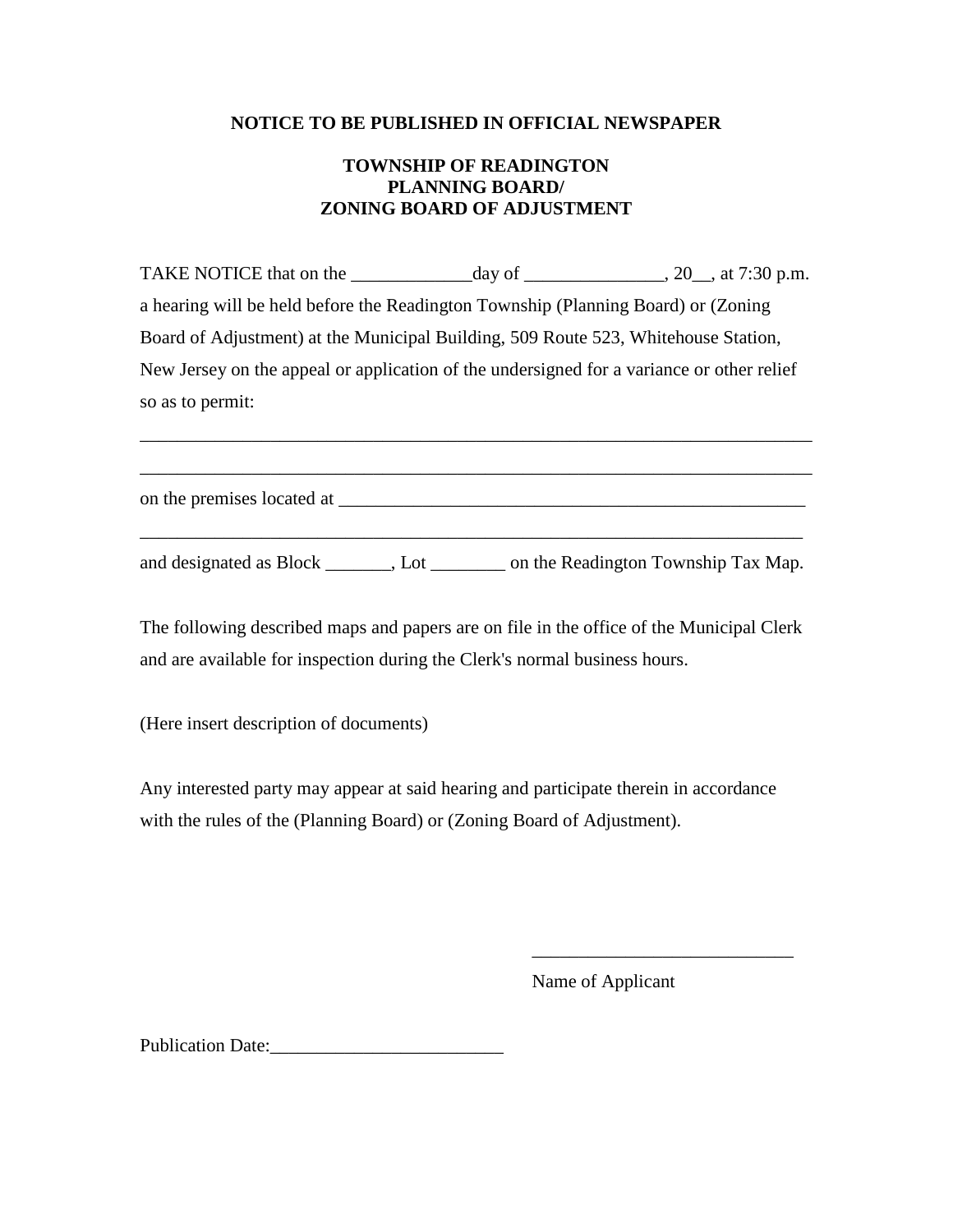**NOTICE TO BE PUBLISHED IN OFFICIAL NEWSPAPER**

**TOWNSHIP OF READINGTON**
**PLANNING BOARD/**
**ZONING BOARD OF ADJUSTMENT**

TAKE NOTICE that on the _____________day of _______________, 20__, at 7:30 p.m. a hearing will be held before the Readington Township (Planning Board) or (Zoning Board of Adjustment) at the Municipal Building, 509 Route 523, Whitehouse Station, New Jersey on the appeal or application of the undersigned for a variance or other relief so as to permit:

___________________________________________________________________________

___________________________________________________________________________

on the premises located at _____________________________________________________

__________________________________________________________________________

and designated as Block _______, Lot ________ on the Readington Township Tax Map.

The following described maps and papers are on file in the office of the Municipal Clerk and are available for inspection during the Clerk's normal business hours.

(Here insert description of documents)

Any interested party may appear at said hearing and participate therein in accordance with the rules of the (Planning Board) or (Zoning Board of Adjustment).

____________________________
Name of Applicant

Publication Date:_________________________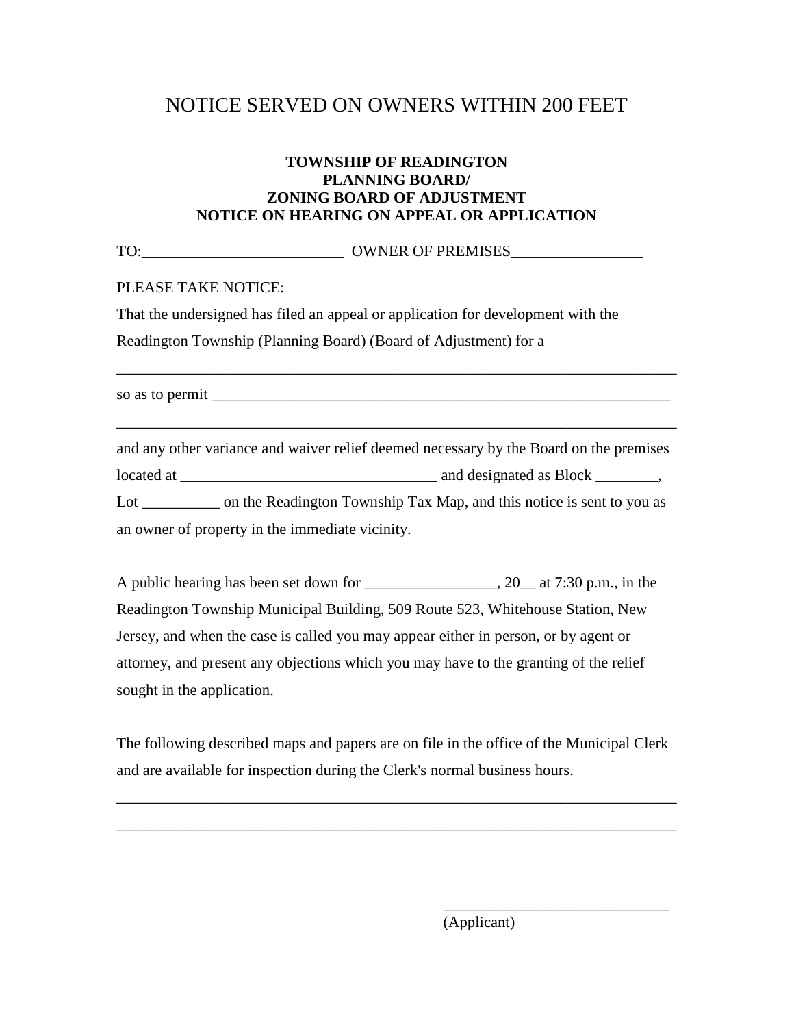# NOTICE SERVED ON OWNERS WITHIN 200 FEET

**TOWNSHIP OF READINGTON**
**PLANNING BOARD/**
**ZONING BOARD OF ADJUSTMENT**
**NOTICE ON HEARING ON APPEAL OR APPLICATION**

TO:__________________________ OWNER OF PREMISES_________________

PLEASE TAKE NOTICE:

That the undersigned has filed an appeal or application for development with the Readington Township (Planning Board) (Board of Adjustment) for a

___________________________________________________________________________

so as to permit _____________________________________________________________

___________________________________________________________________________

and any other variance and waiver relief deemed necessary by the Board on the premises located at _________________________________ and designated as Block ________, Lot __________ on the Readington Township Tax Map, and this notice is sent to you as an owner of property in the immediate vicinity.

A public hearing has been set down for _________________, 20__ at 7:30 p.m., in the Readington Township Municipal Building, 509 Route 523, Whitehouse Station, New Jersey, and when the case is called you may appear either in person, or by agent or attorney, and present any objections which you may have to the granting of the relief sought in the application.

The following described maps and papers are on file in the office of the Municipal Clerk and are available for inspection during the Clerk's normal business hours.

___________________________________________________________________________

___________________________________________________________________________

______________________________
(Applicant)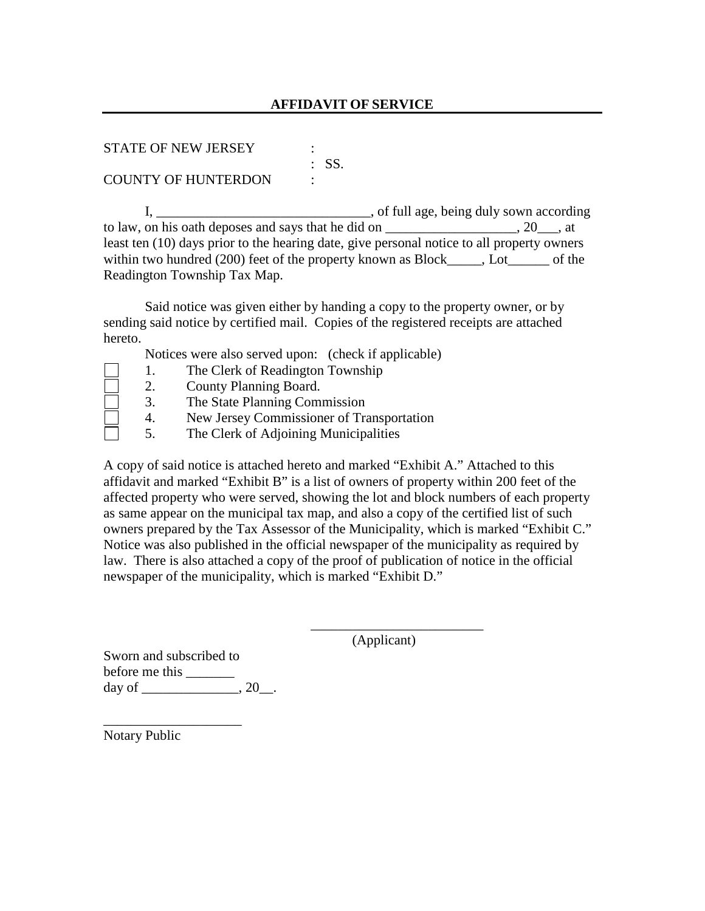# AFFIDAVIT OF SERVICE

STATE OF NEW JERSEY :
: SS.
COUNTY OF HUNTERDON :

I, _______________________________, of full age, being duly sown according to law, on his oath deposes and says that he did on ___________________, 20___, at least ten (10) days prior to the hearing date, give personal notice to all property owners within two hundred (200) feet of the property known as Block_____, Lot______ of the Readington Township Tax Map.

Said notice was given either by handing a copy to the property owner, or by sending said notice by certified mail. Copies of the registered receipts are attached hereto.

Notices were also served upon: (check if applicable)

- ☐ 1. The Clerk of Readington Township
- ☐ 2. County Planning Board.
- ☐ 3. The State Planning Commission
- ☐ 4. New Jersey Commissioner of Transportation
- ☐ 5. The Clerk of Adjoining Municipalities

A copy of said notice is attached hereto and marked "Exhibit A." Attached to this affidavit and marked "Exhibit B" is a list of owners of property within 200 feet of the affected property who were served, showing the lot and block numbers of each property as same appear on the municipal tax map, and also a copy of the certified list of such owners prepared by the Tax Assessor of the Municipality, which is marked "Exhibit C." Notice was also published in the official newspaper of the municipality as required by law. There is also attached a copy of the proof of publication of notice in the official newspaper of the municipality, which is marked "Exhibit D."

_________________________
(Applicant)

Sworn and subscribed to
before me this _______
day of ______________, 20__.

____________________
Notary Public